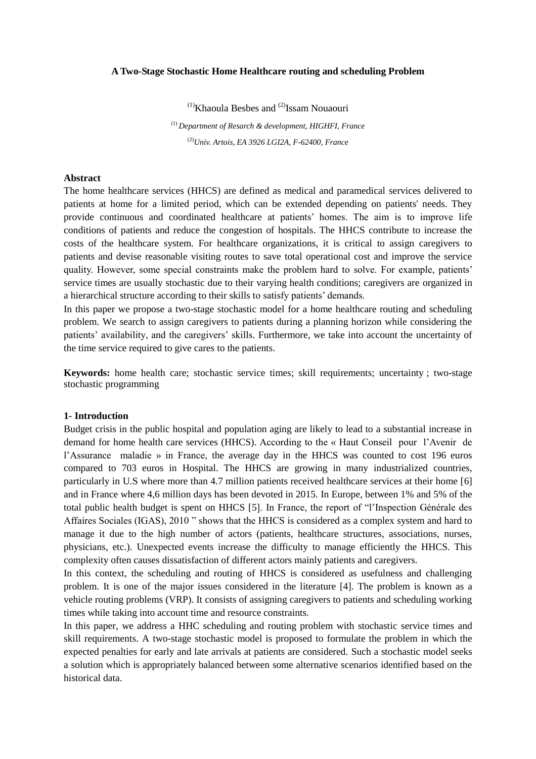**A Two-Stage Stochastic Home Healthcare routing and scheduling Problem**

(1)Khaoula Besbes and (2)Issam Nouaouri

(1) *Department of Resarch & development, HIGHFI, France*

(2)*Univ. Artois, EA 3926 LGI2A, F-62400, France*

**Abstract**

The home healthcare services (HHCS) are defined as medical and paramedical services delivered to patients at home for a limited period, which can be extended depending on patients' needs. They provide continuous and coordinated healthcare at patients' homes. The aim is to improve life conditions of patients and reduce the congestion of hospitals. The HHCS contribute to increase the costs of the healthcare system. For healthcare organizations, it is critical to assign caregivers to patients and devise reasonable visiting routes to save total operational cost and improve the service quality. However, some special constraints make the problem hard to solve. For example, patients' service times are usually stochastic due to their varying health conditions; caregivers are organized in a hierarchical structure according to their skills to satisfy patients' demands.

In this paper we propose a two-stage stochastic model for a home healthcare routing and scheduling problem. We search to assign caregivers to patients during a planning horizon while considering the patients' availability, and the caregivers' skills. Furthermore, we take into account the uncertainty of the time service required to give cares to the patients.

**Keywords:** home health care; stochastic service times; skill requirements; uncertainty ; two-stage stochastic programming

**1- Introduction**

Budget crisis in the public hospital and population aging are likely to lead to a substantial increase in demand for home health care services (HHCS). According to the « Haut Conseil pour l'Avenir de l'Assurance maladie » in France, the average day in the HHCS was counted to cost 196 euros compared to 703 euros in Hospital. The HHCS are growing in many industrialized countries, particularly in U.S where more than 4.7 million patients received healthcare services at their home [6] and in France where 4,6 million days has been devoted in 2015. In Europe, between 1% and 5% of the total public health budget is spent on HHCS [5]. In France, the report of "l'Inspection Générale des Affaires Sociales (IGAS), 2010 " shows that the HHCS is considered as a complex system and hard to manage it due to the high number of actors (patients, healthcare structures, associations, nurses, physicians, etc.). Unexpected events increase the difficulty to manage efficiently the HHCS. This complexity often causes dissatisfaction of different actors mainly patients and caregivers.

In this context, the scheduling and routing of HHCS is considered as usefulness and challenging problem. It is one of the major issues considered in the literature [4]. The problem is known as a vehicle routing problems (VRP). It consists of assigning caregivers to patients and scheduling working times while taking into account time and resource constraints.

In this paper, we address a HHC scheduling and routing problem with stochastic service times and skill requirements. A two-stage stochastic model is proposed to formulate the problem in which the expected penalties for early and late arrivals at patients are considered. Such a stochastic model seeks a solution which is appropriately balanced between some alternative scenarios identified based on the historical data.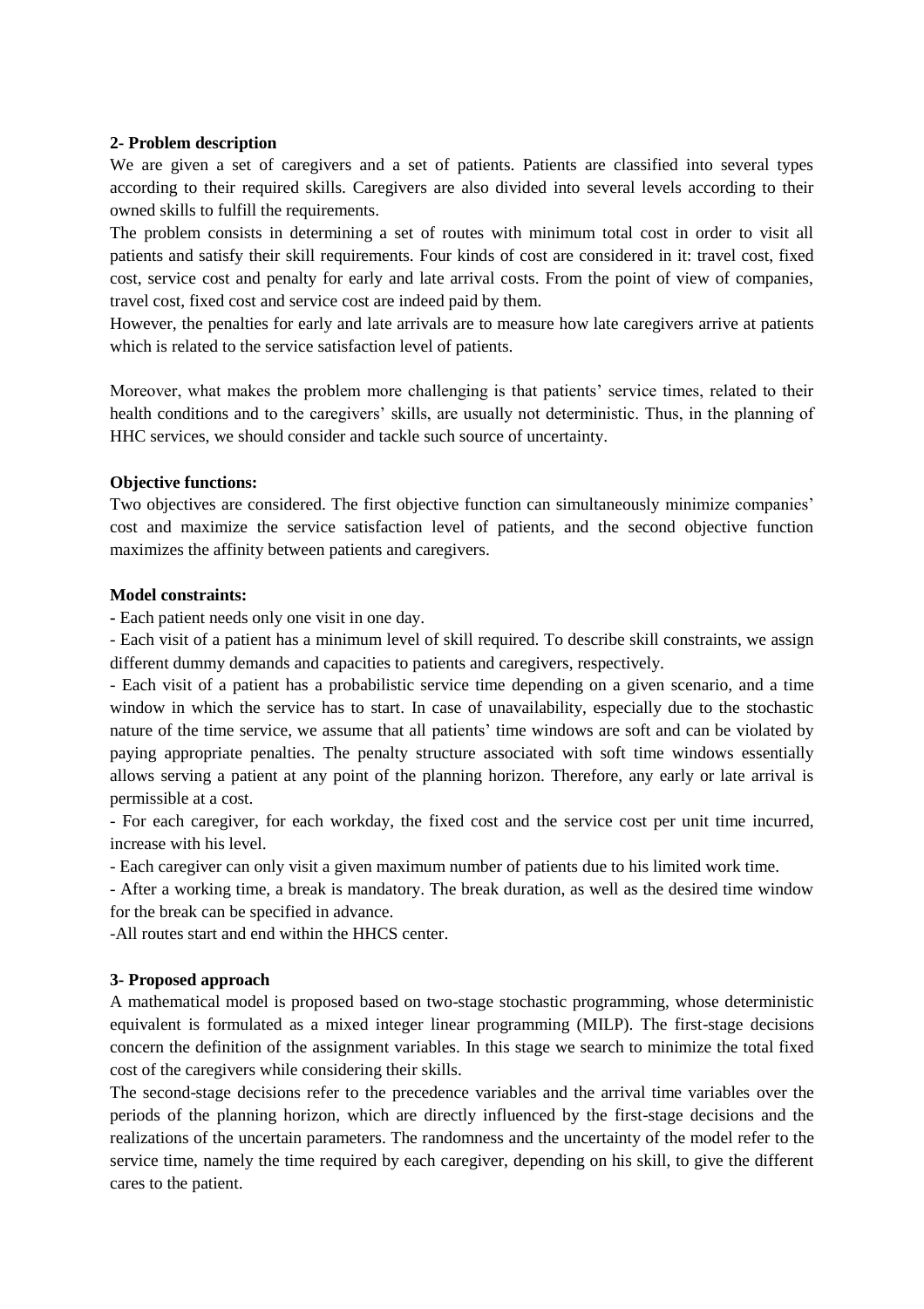**2- Problem description**

We are given a set of caregivers and a set of patients. Patients are classified into several types according to their required skills. Caregivers are also divided into several levels according to their owned skills to fulfill the requirements.

The problem consists in determining a set of routes with minimum total cost in order to visit all patients and satisfy their skill requirements. Four kinds of cost are considered in it: travel cost, fixed cost, service cost and penalty for early and late arrival costs. From the point of view of companies, travel cost, fixed cost and service cost are indeed paid by them.

However, the penalties for early and late arrivals are to measure how late caregivers arrive at patients which is related to the service satisfaction level of patients.

Moreover, what makes the problem more challenging is that patients' service times, related to their health conditions and to the caregivers' skills, are usually not deterministic. Thus, in the planning of HHC services, we should consider and tackle such source of uncertainty.

**Objective functions:**

Two objectives are considered. The first objective function can simultaneously minimize companies' cost and maximize the service satisfaction level of patients, and the second objective function maximizes the affinity between patients and caregivers.

**Model constraints:**

- Each patient needs only one visit in one day.
- Each visit of a patient has a minimum level of skill required. To describe skill constraints, we assign different dummy demands and capacities to patients and caregivers, respectively.
- Each visit of a patient has a probabilistic service time depending on a given scenario, and a time window in which the service has to start. In case of unavailability, especially due to the stochastic nature of the time service, we assume that all patients' time windows are soft and can be violated by paying appropriate penalties. The penalty structure associated with soft time windows essentially allows serving a patient at any point of the planning horizon. Therefore, any early or late arrival is permissible at a cost.
- For each caregiver, for each workday, the fixed cost and the service cost per unit time incurred, increase with his level.
- Each caregiver can only visit a given maximum number of patients due to his limited work time.
- After a working time, a break is mandatory. The break duration, as well as the desired time window for the break can be specified in advance.
- All routes start and end within the HHCS center.

**3- Proposed approach**

A mathematical model is proposed based on two-stage stochastic programming, whose deterministic equivalent is formulated as a mixed integer linear programming (MILP). The first-stage decisions concern the definition of the assignment variables. In this stage we search to minimize the total fixed cost of the caregivers while considering their skills.

The second-stage decisions refer to the precedence variables and the arrival time variables over the periods of the planning horizon, which are directly influenced by the first-stage decisions and the realizations of the uncertain parameters. The randomness and the uncertainty of the model refer to the service time, namely the time required by each caregiver, depending on his skill, to give the different cares to the patient.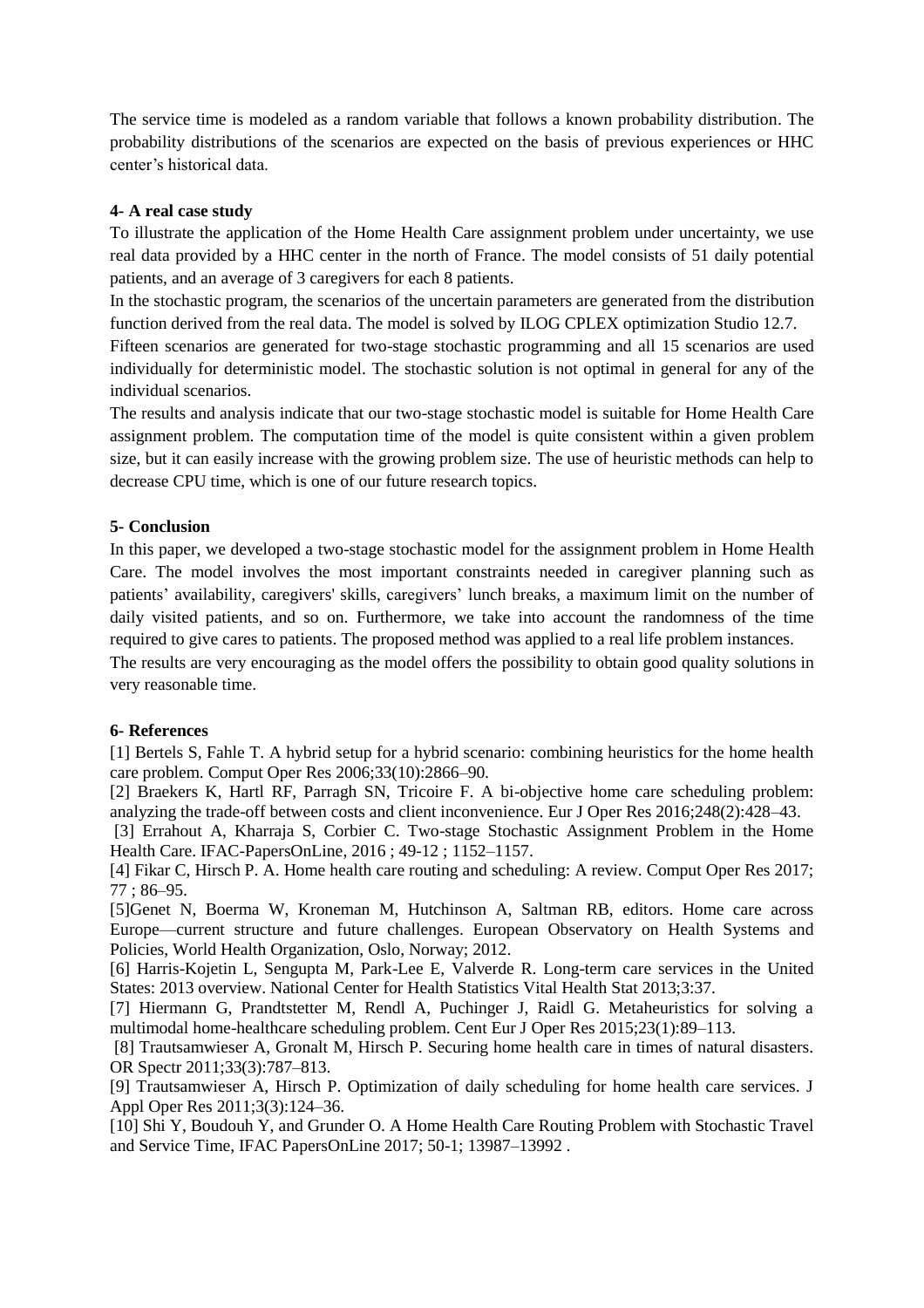The service time is modeled as a random variable that follows a known probability distribution. The probability distributions of the scenarios are expected on the basis of previous experiences or HHC center's historical data.

## 4- A real case study

To illustrate the application of the Home Health Care assignment problem under uncertainty, we use real data provided by a HHC center in the north of France. The model consists of 51 daily potential patients, and an average of 3 caregivers for each 8 patients.

In the stochastic program, the scenarios of the uncertain parameters are generated from the distribution function derived from the real data. The model is solved by ILOG CPLEX optimization Studio 12.7.

Fifteen scenarios are generated for two-stage stochastic programming and all 15 scenarios are used individually for deterministic model. The stochastic solution is not optimal in general for any of the individual scenarios.

The results and analysis indicate that our two-stage stochastic model is suitable for Home Health Care assignment problem. The computation time of the model is quite consistent within a given problem size, but it can easily increase with the growing problem size. The use of heuristic methods can help to decrease CPU time, which is one of our future research topics.

## 5- Conclusion

In this paper, we developed a two-stage stochastic model for the assignment problem in Home Health Care. The model involves the most important constraints needed in caregiver planning such as patients' availability, caregivers' skills, caregivers' lunch breaks, a maximum limit on the number of daily visited patients, and so on. Furthermore, we take into account the randomness of the time required to give cares to patients. The proposed method was applied to a real life problem instances.

The results are very encouraging as the model offers the possibility to obtain good quality solutions in very reasonable time.

## 6- References

[1] Bertels S, Fahle T. A hybrid setup for a hybrid scenario: combining heuristics for the home health care problem. Comput Oper Res 2006;33(10):2866–90.

[2] Braekers K, Hartl RF, Parragh SN, Tricoire F. A bi-objective home care scheduling problem: analyzing the trade-off between costs and client inconvenience. Eur J Oper Res 2016;248(2):428–43.

[3] Errahout A, Kharraja S, Corbier C. Two-stage Stochastic Assignment Problem in the Home Health Care. IFAC-PapersOnLine, 2016 ; 49-12 ; 1152–1157.

[4] Fikar C, Hirsch P. A. Home health care routing and scheduling: A review. Comput Oper Res 2017; 77 ; 86–95.

[5]Genet N, Boerma W, Kroneman M, Hutchinson A, Saltman RB, editors. Home care across Europe—current structure and future challenges. European Observatory on Health Systems and Policies, World Health Organization, Oslo, Norway; 2012.

[6] Harris-Kojetin L, Sengupta M, Park-Lee E, Valverde R. Long-term care services in the United States: 2013 overview. National Center for Health Statistics Vital Health Stat 2013;3:37.

[7] Hiermann G, Prandtstetter M, Rendl A, Puchinger J, Raidl G. Metaheuristics for solving a multimodal home-healthcare scheduling problem. Cent Eur J Oper Res 2015;23(1):89–113.

[8] Trautsamwieser A, Gronalt M, Hirsch P. Securing home health care in times of natural disasters. OR Spectr 2011;33(3):787–813.

[9] Trautsamwieser A, Hirsch P. Optimization of daily scheduling for home health care services. J Appl Oper Res 2011;3(3):124–36.

[10] Shi Y, Boudouh Y, and Grunder O. A Home Health Care Routing Problem with Stochastic Travel and Service Time, IFAC PapersOnLine 2017; 50-1; 13987–13992 .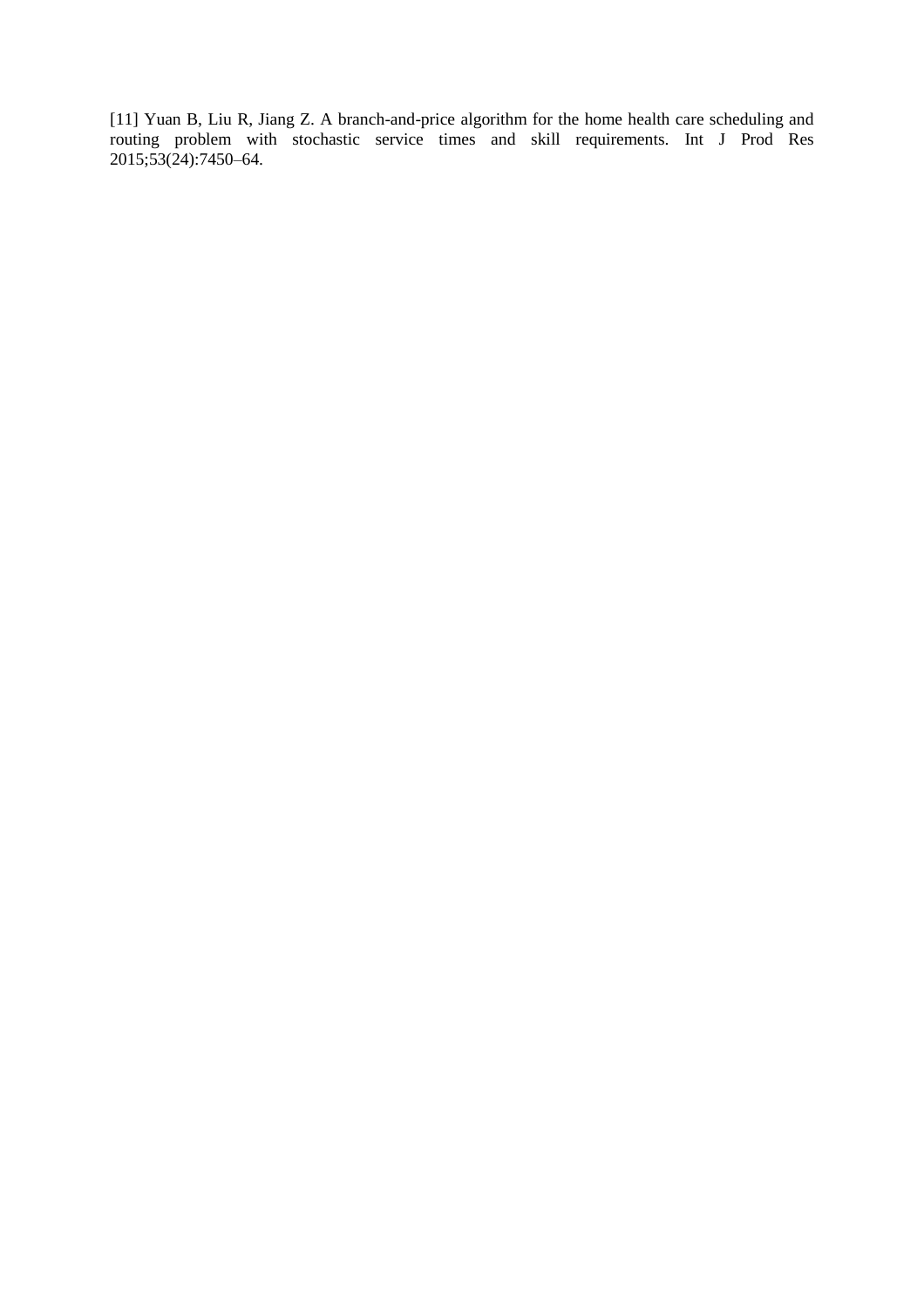[11] Yuan B, Liu R, Jiang Z. A branch-and-price algorithm for the home health care scheduling and routing problem with stochastic service times and skill requirements. Int J Prod Res 2015;53(24):7450–64.